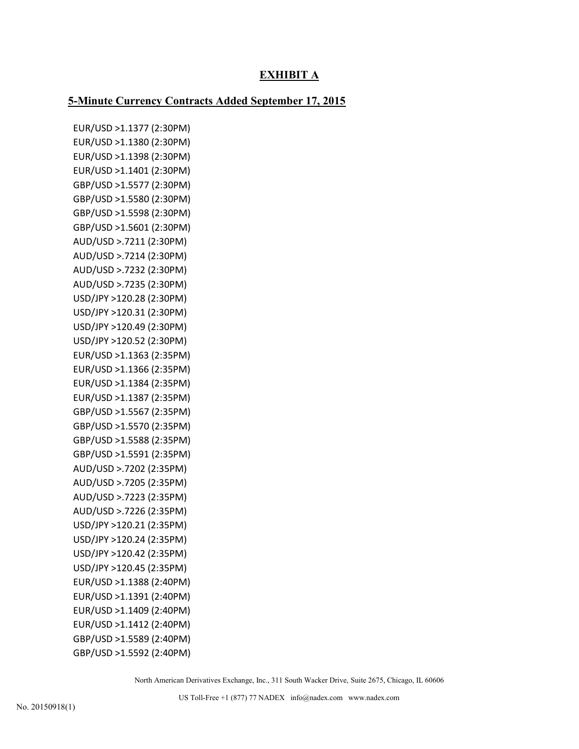# EXHIBIT A

## 5-Minute Currency Contracts Added September 17, 2015

EUR/USD >1.1377 (2:30PM)
EUR/USD >1.1380 (2:30PM)
EUR/USD >1.1398 (2:30PM)
EUR/USD >1.1401 (2:30PM)
GBP/USD >1.5577 (2:30PM)
GBP/USD >1.5580 (2:30PM)
GBP/USD >1.5598 (2:30PM)
GBP/USD >1.5601 (2:30PM)
AUD/USD >.7211 (2:30PM)
AUD/USD >.7214 (2:30PM)
AUD/USD >.7232 (2:30PM)
AUD/USD >.7235 (2:30PM)
USD/JPY >120.28 (2:30PM)
USD/JPY >120.31 (2:30PM)
USD/JPY >120.49 (2:30PM)
USD/JPY >120.52 (2:30PM)
EUR/USD >1.1363 (2:35PM)
EUR/USD >1.1366 (2:35PM)
EUR/USD >1.1384 (2:35PM)
EUR/USD >1.1387 (2:35PM)
GBP/USD >1.5567 (2:35PM)
GBP/USD >1.5570 (2:35PM)
GBP/USD >1.5588 (2:35PM)
GBP/USD >1.5591 (2:35PM)
AUD/USD >.7202 (2:35PM)
AUD/USD >.7205 (2:35PM)
AUD/USD >.7223 (2:35PM)
AUD/USD >.7226 (2:35PM)
USD/JPY >120.21 (2:35PM)
USD/JPY >120.24 (2:35PM)
USD/JPY >120.42 (2:35PM)
USD/JPY >120.45 (2:35PM)
EUR/USD >1.1388 (2:40PM)
EUR/USD >1.1391 (2:40PM)
EUR/USD >1.1409 (2:40PM)
EUR/USD >1.1412 (2:40PM)
GBP/USD >1.5589 (2:40PM)
GBP/USD >1.5592 (2:40PM)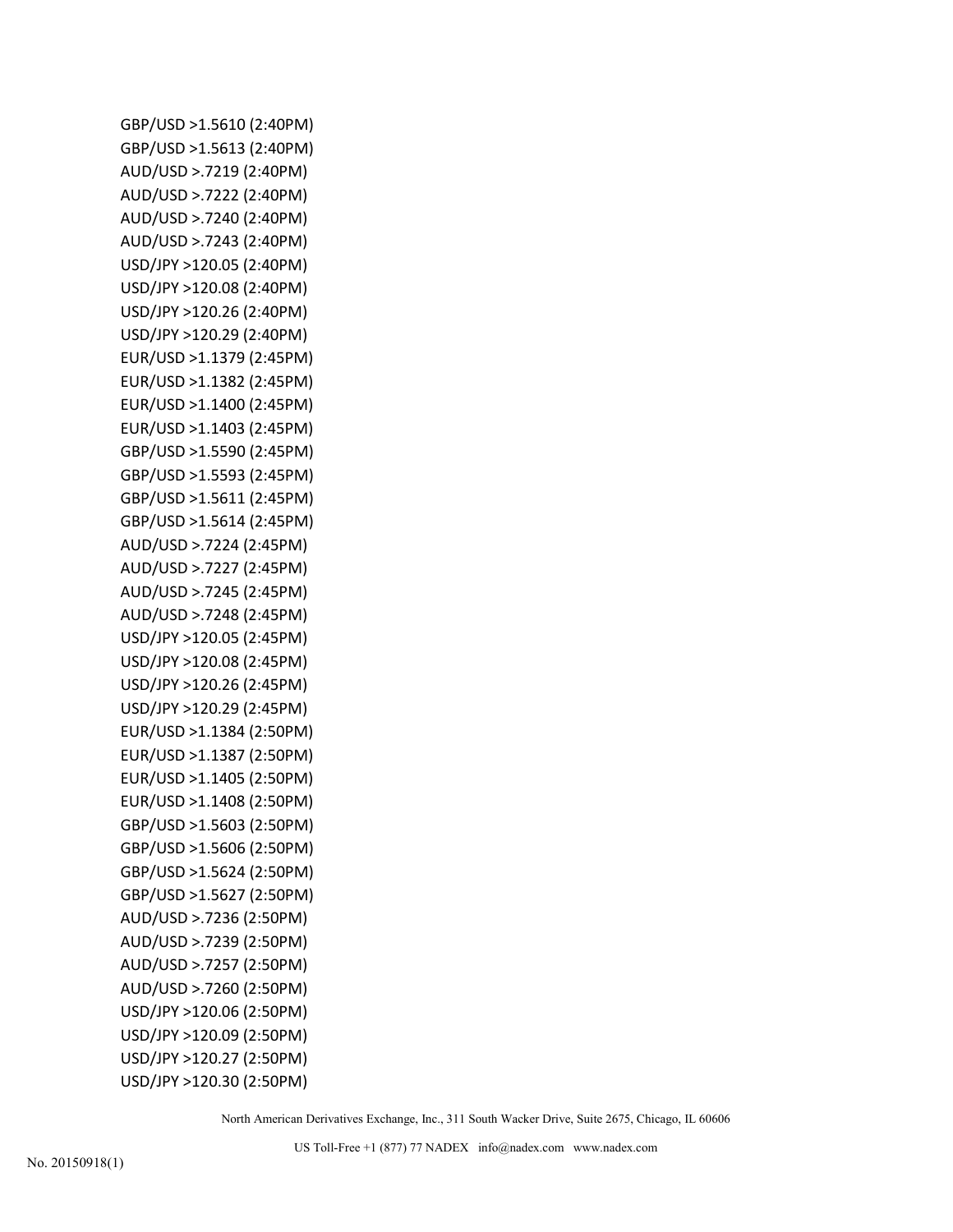GBP/USD >1.5610 (2:40PM)
GBP/USD >1.5613 (2:40PM)
AUD/USD >.7219 (2:40PM)
AUD/USD >.7222 (2:40PM)
AUD/USD >.7240 (2:40PM)
AUD/USD >.7243 (2:40PM)
USD/JPY >120.05 (2:40PM)
USD/JPY >120.08 (2:40PM)
USD/JPY >120.26 (2:40PM)
USD/JPY >120.29 (2:40PM)
EUR/USD >1.1379 (2:45PM)
EUR/USD >1.1382 (2:45PM)
EUR/USD >1.1400 (2:45PM)
EUR/USD >1.1403 (2:45PM)
GBP/USD >1.5590 (2:45PM)
GBP/USD >1.5593 (2:45PM)
GBP/USD >1.5611 (2:45PM)
GBP/USD >1.5614 (2:45PM)
AUD/USD >.7224 (2:45PM)
AUD/USD >.7227 (2:45PM)
AUD/USD >.7245 (2:45PM)
AUD/USD >.7248 (2:45PM)
USD/JPY >120.05 (2:45PM)
USD/JPY >120.08 (2:45PM)
USD/JPY >120.26 (2:45PM)
USD/JPY >120.29 (2:45PM)
EUR/USD >1.1384 (2:50PM)
EUR/USD >1.1387 (2:50PM)
EUR/USD >1.1405 (2:50PM)
EUR/USD >1.1408 (2:50PM)
GBP/USD >1.5603 (2:50PM)
GBP/USD >1.5606 (2:50PM)
GBP/USD >1.5624 (2:50PM)
GBP/USD >1.5627 (2:50PM)
AUD/USD >.7236 (2:50PM)
AUD/USD >.7239 (2:50PM)
AUD/USD >.7257 (2:50PM)
AUD/USD >.7260 (2:50PM)
USD/JPY >120.06 (2:50PM)
USD/JPY >120.09 (2:50PM)
USD/JPY >120.27 (2:50PM)
USD/JPY >120.30 (2:50PM)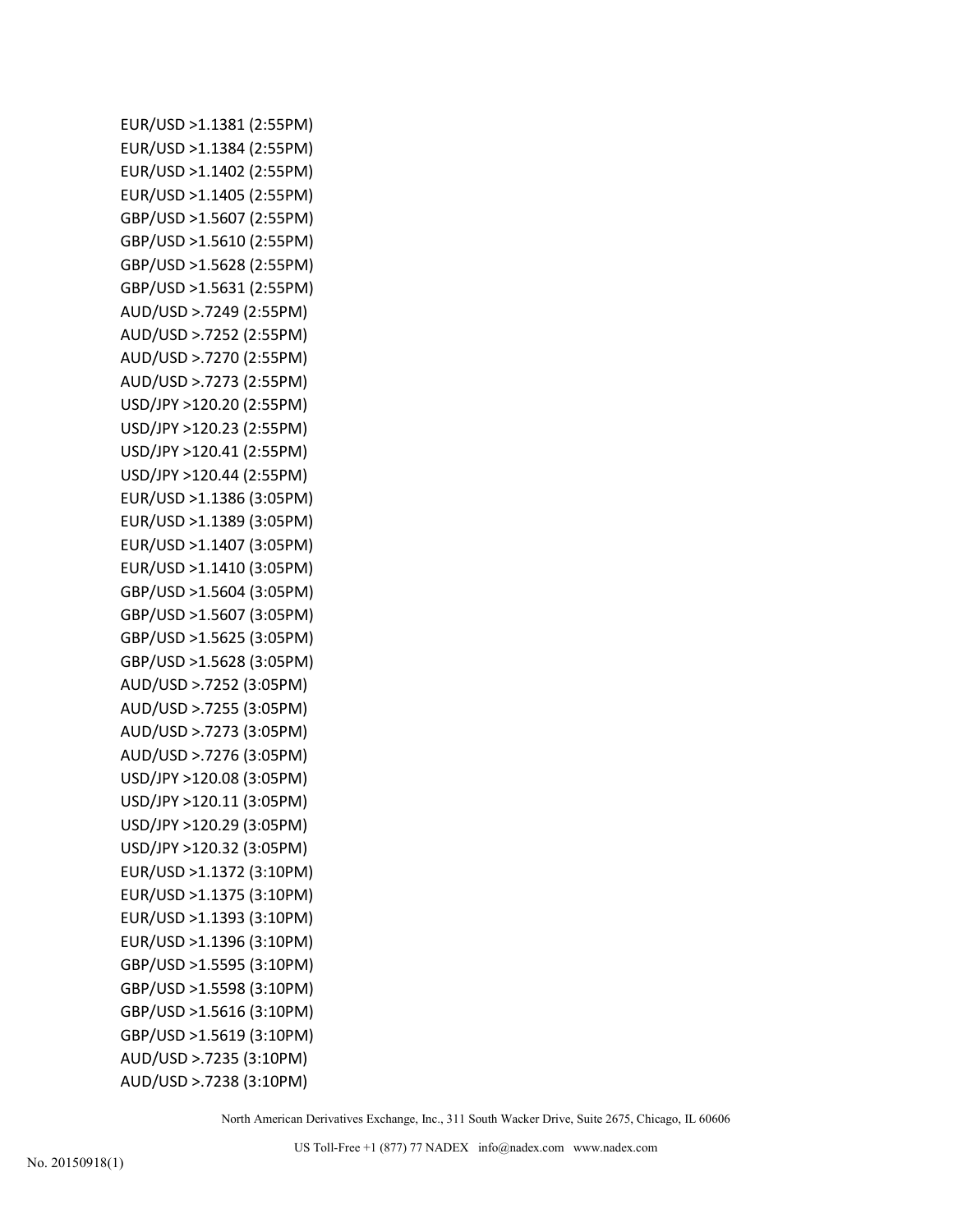EUR/USD >1.1381 (2:55PM)
EUR/USD >1.1384 (2:55PM)
EUR/USD >1.1402 (2:55PM)
EUR/USD >1.1405 (2:55PM)
GBP/USD >1.5607 (2:55PM)
GBP/USD >1.5610 (2:55PM)
GBP/USD >1.5628 (2:55PM)
GBP/USD >1.5631 (2:55PM)
AUD/USD >.7249 (2:55PM)
AUD/USD >.7252 (2:55PM)
AUD/USD >.7270 (2:55PM)
AUD/USD >.7273 (2:55PM)
USD/JPY >120.20 (2:55PM)
USD/JPY >120.23 (2:55PM)
USD/JPY >120.41 (2:55PM)
USD/JPY >120.44 (2:55PM)
EUR/USD >1.1386 (3:05PM)
EUR/USD >1.1389 (3:05PM)
EUR/USD >1.1407 (3:05PM)
EUR/USD >1.1410 (3:05PM)
GBP/USD >1.5604 (3:05PM)
GBP/USD >1.5607 (3:05PM)
GBP/USD >1.5625 (3:05PM)
GBP/USD >1.5628 (3:05PM)
AUD/USD >.7252 (3:05PM)
AUD/USD >.7255 (3:05PM)
AUD/USD >.7273 (3:05PM)
AUD/USD >.7276 (3:05PM)
USD/JPY >120.08 (3:05PM)
USD/JPY >120.11 (3:05PM)
USD/JPY >120.29 (3:05PM)
USD/JPY >120.32 (3:05PM)
EUR/USD >1.1372 (3:10PM)
EUR/USD >1.1375 (3:10PM)
EUR/USD >1.1393 (3:10PM)
EUR/USD >1.1396 (3:10PM)
GBP/USD >1.5595 (3:10PM)
GBP/USD >1.5598 (3:10PM)
GBP/USD >1.5616 (3:10PM)
GBP/USD >1.5619 (3:10PM)
AUD/USD >.7235 (3:10PM)
AUD/USD >.7238 (3:10PM)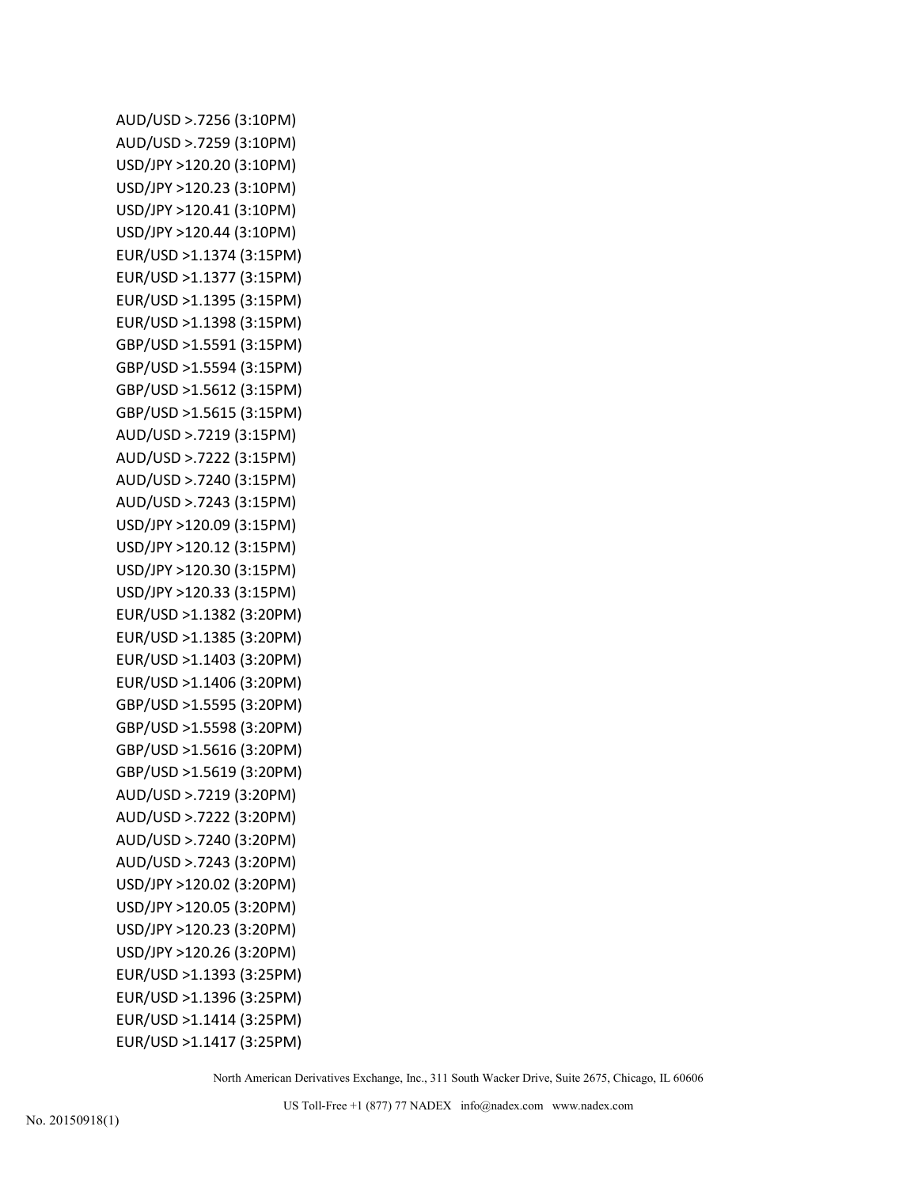AUD/USD >.7256 (3:10PM)
AUD/USD >.7259 (3:10PM)
USD/JPY >120.20 (3:10PM)
USD/JPY >120.23 (3:10PM)
USD/JPY >120.41 (3:10PM)
USD/JPY >120.44 (3:10PM)
EUR/USD >1.1374 (3:15PM)
EUR/USD >1.1377 (3:15PM)
EUR/USD >1.1395 (3:15PM)
EUR/USD >1.1398 (3:15PM)
GBP/USD >1.5591 (3:15PM)
GBP/USD >1.5594 (3:15PM)
GBP/USD >1.5612 (3:15PM)
GBP/USD >1.5615 (3:15PM)
AUD/USD >.7219 (3:15PM)
AUD/USD >.7222 (3:15PM)
AUD/USD >.7240 (3:15PM)
AUD/USD >.7243 (3:15PM)
USD/JPY >120.09 (3:15PM)
USD/JPY >120.12 (3:15PM)
USD/JPY >120.30 (3:15PM)
USD/JPY >120.33 (3:15PM)
EUR/USD >1.1382 (3:20PM)
EUR/USD >1.1385 (3:20PM)
EUR/USD >1.1403 (3:20PM)
EUR/USD >1.1406 (3:20PM)
GBP/USD >1.5595 (3:20PM)
GBP/USD >1.5598 (3:20PM)
GBP/USD >1.5616 (3:20PM)
GBP/USD >1.5619 (3:20PM)
AUD/USD >.7219 (3:20PM)
AUD/USD >.7222 (3:20PM)
AUD/USD >.7240 (3:20PM)
AUD/USD >.7243 (3:20PM)
USD/JPY >120.02 (3:20PM)
USD/JPY >120.05 (3:20PM)
USD/JPY >120.23 (3:20PM)
USD/JPY >120.26 (3:20PM)
EUR/USD >1.1393 (3:25PM)
EUR/USD >1.1396 (3:25PM)
EUR/USD >1.1414 (3:25PM)
EUR/USD >1.1417 (3:25PM)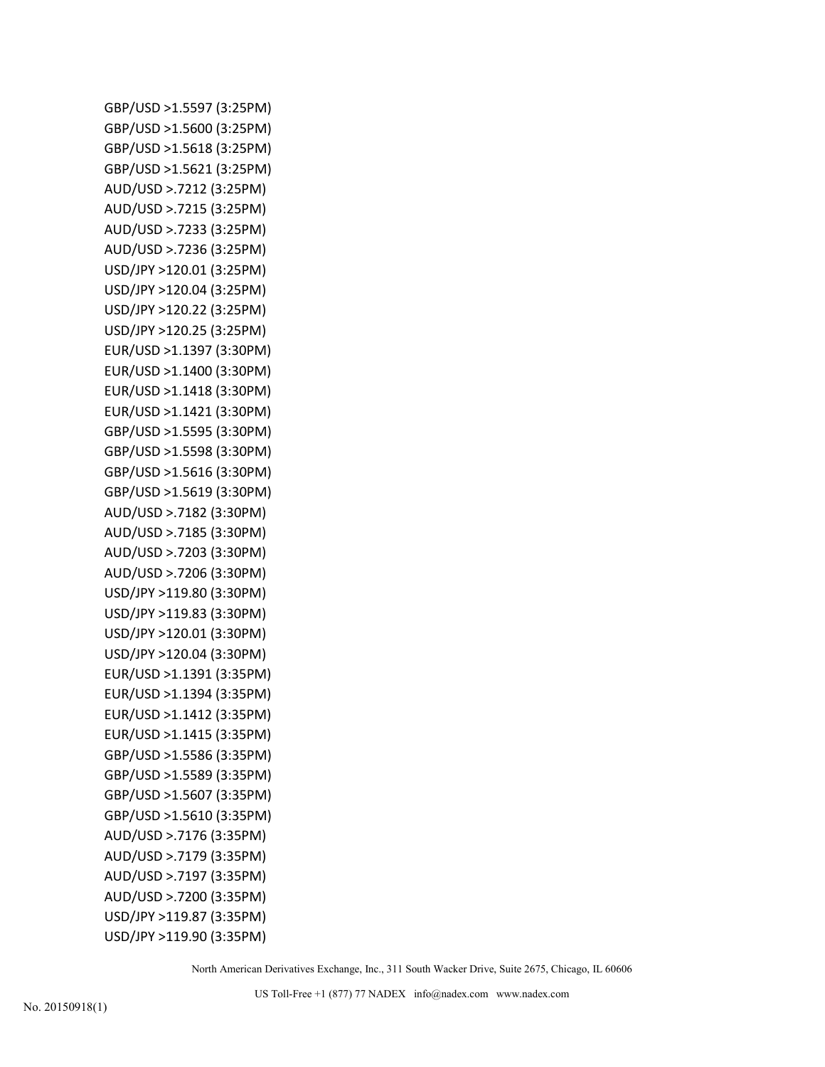GBP/USD >1.5597 (3:25PM)
GBP/USD >1.5600 (3:25PM)
GBP/USD >1.5618 (3:25PM)
GBP/USD >1.5621 (3:25PM)
AUD/USD >.7212 (3:25PM)
AUD/USD >.7215 (3:25PM)
AUD/USD >.7233 (3:25PM)
AUD/USD >.7236 (3:25PM)
USD/JPY >120.01 (3:25PM)
USD/JPY >120.04 (3:25PM)
USD/JPY >120.22 (3:25PM)
USD/JPY >120.25 (3:25PM)
EUR/USD >1.1397 (3:30PM)
EUR/USD >1.1400 (3:30PM)
EUR/USD >1.1418 (3:30PM)
EUR/USD >1.1421 (3:30PM)
GBP/USD >1.5595 (3:30PM)
GBP/USD >1.5598 (3:30PM)
GBP/USD >1.5616 (3:30PM)
GBP/USD >1.5619 (3:30PM)
AUD/USD >.7182 (3:30PM)
AUD/USD >.7185 (3:30PM)
AUD/USD >.7203 (3:30PM)
AUD/USD >.7206 (3:30PM)
USD/JPY >119.80 (3:30PM)
USD/JPY >119.83 (3:30PM)
USD/JPY >120.01 (3:30PM)
USD/JPY >120.04 (3:30PM)
EUR/USD >1.1391 (3:35PM)
EUR/USD >1.1394 (3:35PM)
EUR/USD >1.1412 (3:35PM)
EUR/USD >1.1415 (3:35PM)
GBP/USD >1.5586 (3:35PM)
GBP/USD >1.5589 (3:35PM)
GBP/USD >1.5607 (3:35PM)
GBP/USD >1.5610 (3:35PM)
AUD/USD >.7176 (3:35PM)
AUD/USD >.7179 (3:35PM)
AUD/USD >.7197 (3:35PM)
AUD/USD >.7200 (3:35PM)
USD/JPY >119.87 (3:35PM)
USD/JPY >119.90 (3:35PM)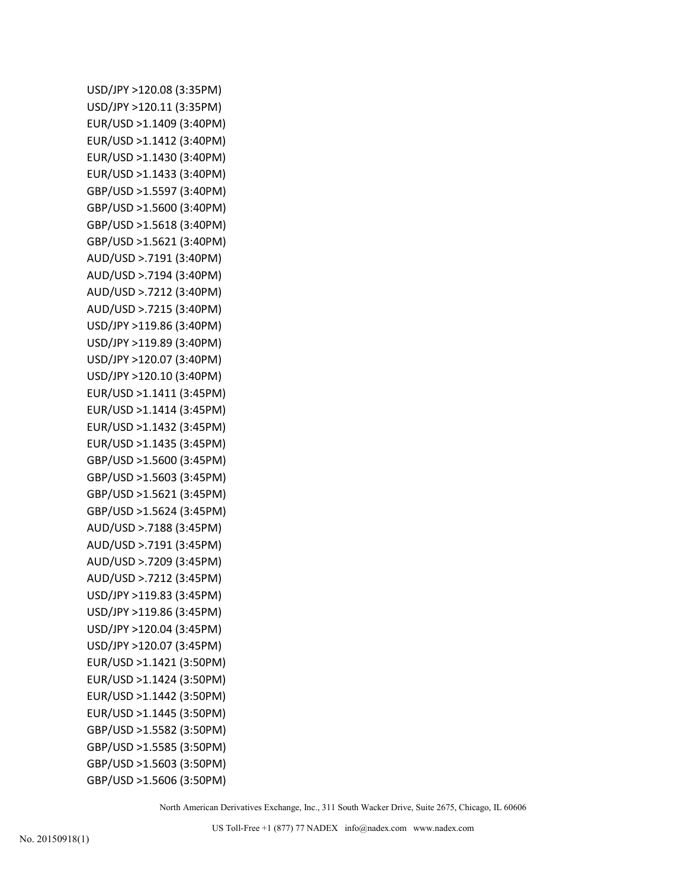USD/JPY >120.08 (3:35PM)
USD/JPY >120.11 (3:35PM)
EUR/USD >1.1409 (3:40PM)
EUR/USD >1.1412 (3:40PM)
EUR/USD >1.1430 (3:40PM)
EUR/USD >1.1433 (3:40PM)
GBP/USD >1.5597 (3:40PM)
GBP/USD >1.5600 (3:40PM)
GBP/USD >1.5618 (3:40PM)
GBP/USD >1.5621 (3:40PM)
AUD/USD >.7191 (3:40PM)
AUD/USD >.7194 (3:40PM)
AUD/USD >.7212 (3:40PM)
AUD/USD >.7215 (3:40PM)
USD/JPY >119.86 (3:40PM)
USD/JPY >119.89 (3:40PM)
USD/JPY >120.07 (3:40PM)
USD/JPY >120.10 (3:40PM)
EUR/USD >1.1411 (3:45PM)
EUR/USD >1.1414 (3:45PM)
EUR/USD >1.1432 (3:45PM)
EUR/USD >1.1435 (3:45PM)
GBP/USD >1.5600 (3:45PM)
GBP/USD >1.5603 (3:45PM)
GBP/USD >1.5621 (3:45PM)
GBP/USD >1.5624 (3:45PM)
AUD/USD >.7188 (3:45PM)
AUD/USD >.7191 (3:45PM)
AUD/USD >.7209 (3:45PM)
AUD/USD >.7212 (3:45PM)
USD/JPY >119.83 (3:45PM)
USD/JPY >119.86 (3:45PM)
USD/JPY >120.04 (3:45PM)
USD/JPY >120.07 (3:45PM)
EUR/USD >1.1421 (3:50PM)
EUR/USD >1.1424 (3:50PM)
EUR/USD >1.1442 (3:50PM)
EUR/USD >1.1445 (3:50PM)
GBP/USD >1.5582 (3:50PM)
GBP/USD >1.5585 (3:50PM)
GBP/USD >1.5603 (3:50PM)
GBP/USD >1.5606 (3:50PM)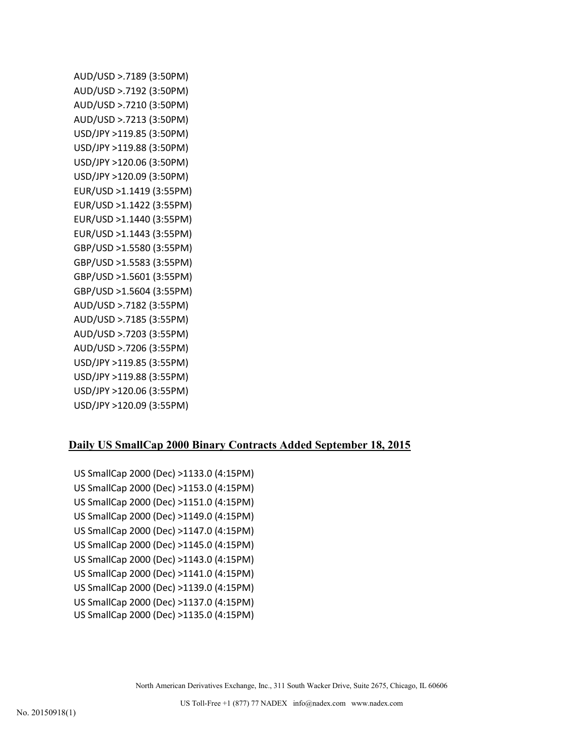AUD/USD >.7189 (3:50PM)
AUD/USD >.7192 (3:50PM)
AUD/USD >.7210 (3:50PM)
AUD/USD >.7213 (3:50PM)
USD/JPY >119.85 (3:50PM)
USD/JPY >119.88 (3:50PM)
USD/JPY >120.06 (3:50PM)
USD/JPY >120.09 (3:50PM)
EUR/USD >1.1419 (3:55PM)
EUR/USD >1.1422 (3:55PM)
EUR/USD >1.1440 (3:55PM)
EUR/USD >1.1443 (3:55PM)
GBP/USD >1.5580 (3:55PM)
GBP/USD >1.5583 (3:55PM)
GBP/USD >1.5601 (3:55PM)
GBP/USD >1.5604 (3:55PM)
AUD/USD >.7182 (3:55PM)
AUD/USD >.7185 (3:55PM)
AUD/USD >.7203 (3:55PM)
AUD/USD >.7206 (3:55PM)
USD/JPY >119.85 (3:55PM)
USD/JPY >119.88 (3:55PM)
USD/JPY >120.06 (3:55PM)
USD/JPY >120.09 (3:55PM)

## Daily US SmallCap 2000 Binary Contracts Added September 18, 2015

US SmallCap 2000 (Dec) >1133.0 (4:15PM)
US SmallCap 2000 (Dec) >1153.0 (4:15PM)
US SmallCap 2000 (Dec) >1151.0 (4:15PM)
US SmallCap 2000 (Dec) >1149.0 (4:15PM)
US SmallCap 2000 (Dec) >1147.0 (4:15PM)
US SmallCap 2000 (Dec) >1145.0 (4:15PM)
US SmallCap 2000 (Dec) >1143.0 (4:15PM)
US SmallCap 2000 (Dec) >1141.0 (4:15PM)
US SmallCap 2000 (Dec) >1139.0 (4:15PM)
US SmallCap 2000 (Dec) >1137.0 (4:15PM)
US SmallCap 2000 (Dec) >1135.0 (4:15PM)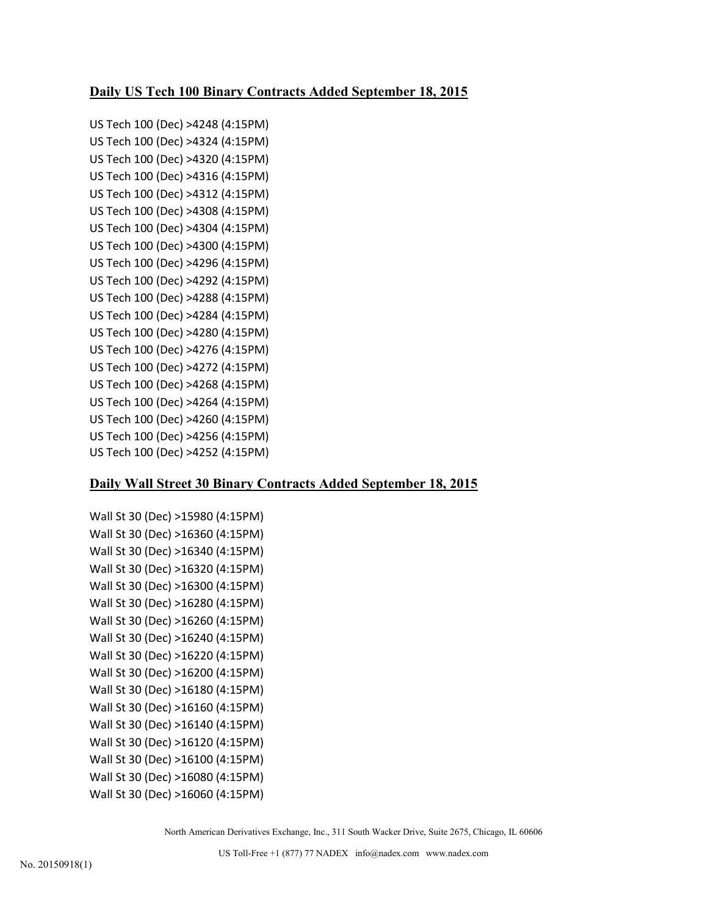## Daily US Tech 100 Binary Contracts Added September 18, 2015

US Tech 100 (Dec) >4248 (4:15PM)
US Tech 100 (Dec) >4324 (4:15PM)
US Tech 100 (Dec) >4320 (4:15PM)
US Tech 100 (Dec) >4316 (4:15PM)
US Tech 100 (Dec) >4312 (4:15PM)
US Tech 100 (Dec) >4308 (4:15PM)
US Tech 100 (Dec) >4304 (4:15PM)
US Tech 100 (Dec) >4300 (4:15PM)
US Tech 100 (Dec) >4296 (4:15PM)
US Tech 100 (Dec) >4292 (4:15PM)
US Tech 100 (Dec) >4288 (4:15PM)
US Tech 100 (Dec) >4284 (4:15PM)
US Tech 100 (Dec) >4280 (4:15PM)
US Tech 100 (Dec) >4276 (4:15PM)
US Tech 100 (Dec) >4272 (4:15PM)
US Tech 100 (Dec) >4268 (4:15PM)
US Tech 100 (Dec) >4264 (4:15PM)
US Tech 100 (Dec) >4260 (4:15PM)
US Tech 100 (Dec) >4256 (4:15PM)
US Tech 100 (Dec) >4252 (4:15PM)

## Daily Wall Street 30 Binary Contracts Added September 18, 2015

Wall St 30 (Dec) >15980 (4:15PM)
Wall St 30 (Dec) >16360 (4:15PM)
Wall St 30 (Dec) >16340 (4:15PM)
Wall St 30 (Dec) >16320 (4:15PM)
Wall St 30 (Dec) >16300 (4:15PM)
Wall St 30 (Dec) >16280 (4:15PM)
Wall St 30 (Dec) >16260 (4:15PM)
Wall St 30 (Dec) >16240 (4:15PM)
Wall St 30 (Dec) >16220 (4:15PM)
Wall St 30 (Dec) >16200 (4:15PM)
Wall St 30 (Dec) >16180 (4:15PM)
Wall St 30 (Dec) >16160 (4:15PM)
Wall St 30 (Dec) >16140 (4:15PM)
Wall St 30 (Dec) >16120 (4:15PM)
Wall St 30 (Dec) >16100 (4:15PM)
Wall St 30 (Dec) >16080 (4:15PM)
Wall St 30 (Dec) >16060 (4:15PM)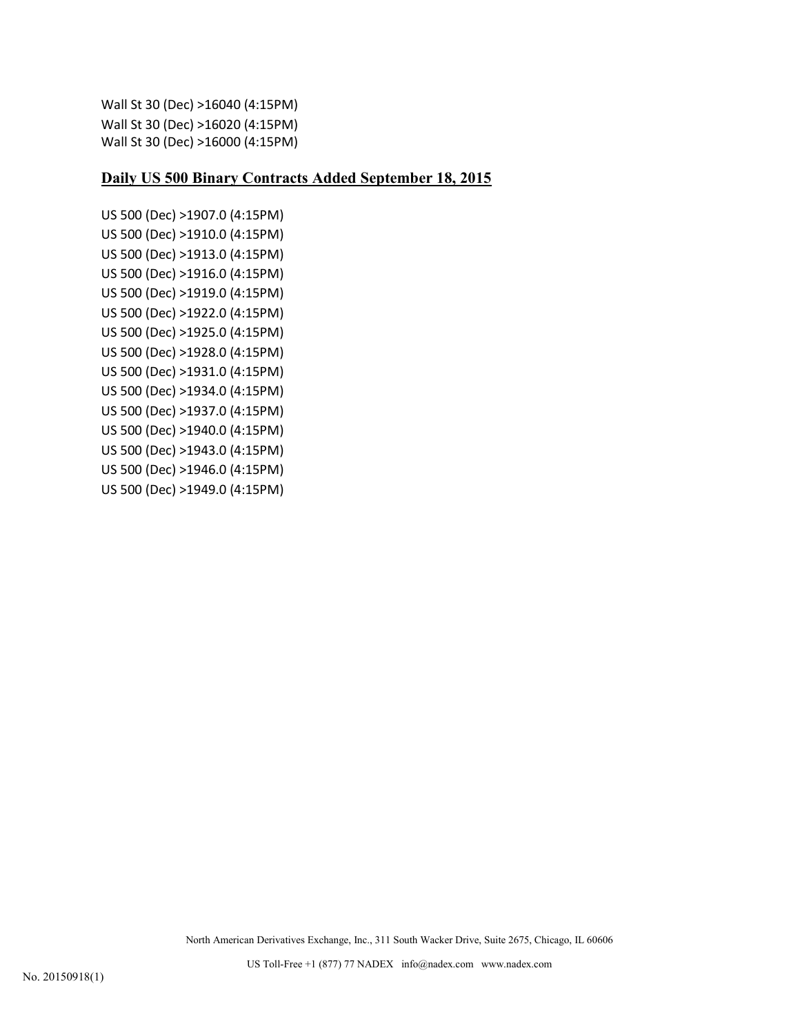Wall St 30 (Dec) >16040 (4:15PM)
Wall St 30 (Dec) >16020 (4:15PM)
Wall St 30 (Dec) >16000 (4:15PM)

## Daily US 500 Binary Contracts Added September 18, 2015

US 500 (Dec) >1907.0 (4:15PM)
US 500 (Dec) >1910.0 (4:15PM)
US 500 (Dec) >1913.0 (4:15PM)
US 500 (Dec) >1916.0 (4:15PM)
US 500 (Dec) >1919.0 (4:15PM)
US 500 (Dec) >1922.0 (4:15PM)
US 500 (Dec) >1925.0 (4:15PM)
US 500 (Dec) >1928.0 (4:15PM)
US 500 (Dec) >1931.0 (4:15PM)
US 500 (Dec) >1934.0 (4:15PM)
US 500 (Dec) >1937.0 (4:15PM)
US 500 (Dec) >1940.0 (4:15PM)
US 500 (Dec) >1943.0 (4:15PM)
US 500 (Dec) >1946.0 (4:15PM)
US 500 (Dec) >1949.0 (4:15PM)